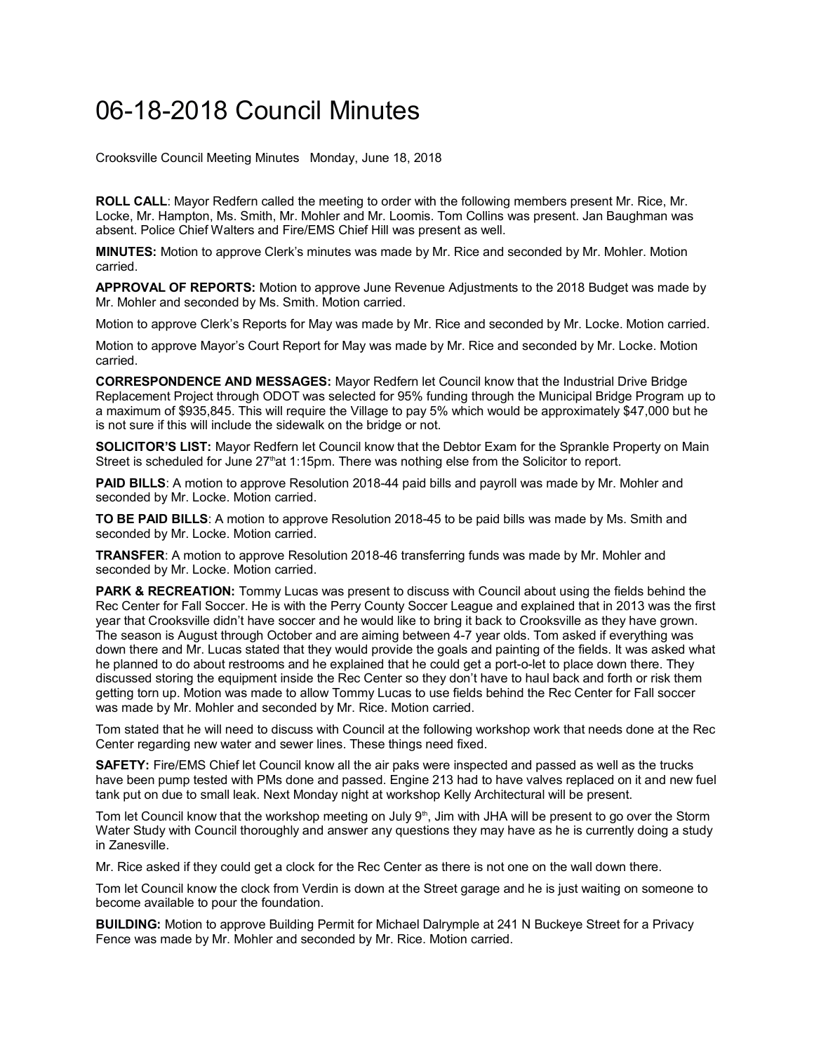# 06-18-2018 Council Minutes

Crooksville Council Meeting Minutes  Monday, June 18, 2018

**ROLL CALL**: Mayor Redfern called the meeting to order with the following members present Mr. Rice, Mr. Locke, Mr. Hampton, Ms. Smith, Mr. Mohler and Mr. Loomis. Tom Collins was present. Jan Baughman was absent. Police Chief Walters and Fire/EMS Chief Hill was present as well.

**MINUTES:** Motion to approve Clerk's minutes was made by Mr. Rice and seconded by Mr. Mohler. Motion carried.

**APPROVAL OF REPORTS:** Motion to approve June Revenue Adjustments to the 2018 Budget was made by Mr. Mohler and seconded by Ms. Smith. Motion carried.

Motion to approve Clerk's Reports for May was made by Mr. Rice and seconded by Mr. Locke. Motion carried.

Motion to approve Mayor's Court Report for May was made by Mr. Rice and seconded by Mr. Locke. Motion carried.

**CORRESPONDENCE AND MESSAGES:** Mayor Redfern let Council know that the Industrial Drive Bridge Replacement Project through ODOT was selected for 95% funding through the Municipal Bridge Program up to a maximum of $935,845. This will require the Village to pay 5% which would be approximately $47,000 but he is not sure if this will include the sidewalk on the bridge or not.

**SOLICITOR'S LIST:** Mayor Redfern let Council know that the Debtor Exam for the Sprankle Property on Main Street is scheduled for June 27th at 1:15pm. There was nothing else from the Solicitor to report.

**PAID BILLS**: A motion to approve Resolution 2018-44 paid bills and payroll was made by Mr. Mohler and seconded by Mr. Locke. Motion carried.

**TO BE PAID BILLS**: A motion to approve Resolution 2018-45 to be paid bills was made by Ms. Smith and seconded by Mr. Locke. Motion carried.

**TRANSFER**: A motion to approve Resolution 2018-46 transferring funds was made by Mr. Mohler and seconded by Mr. Locke. Motion carried.

**PARK & RECREATION:** Tommy Lucas was present to discuss with Council about using the fields behind the Rec Center for Fall Soccer. He is with the Perry County Soccer League and explained that in 2013 was the first year that Crooksville didn't have soccer and he would like to bring it back to Crooksville as they have grown. The season is August through October and are aiming between 4-7 year olds. Tom asked if everything was down there and Mr. Lucas stated that they would provide the goals and painting of the fields. It was asked what he planned to do about restrooms and he explained that he could get a port-o-let to place down there. They discussed storing the equipment inside the Rec Center so they don't have to haul back and forth or risk them getting torn up. Motion was made to allow Tommy Lucas to use fields behind the Rec Center for Fall soccer was made by Mr. Mohler and seconded by Mr. Rice. Motion carried.

Tom stated that he will need to discuss with Council at the following workshop work that needs done at the Rec Center regarding new water and sewer lines. These things need fixed.

**SAFETY:** Fire/EMS Chief let Council know all the air paks were inspected and passed as well as the trucks have been pump tested with PMs done and passed. Engine 213 had to have valves replaced on it and new fuel tank put on due to small leak. Next Monday night at workshop Kelly Architectural will be present.

Tom let Council know that the workshop meeting on July 9th, Jim with JHA will be present to go over the Storm Water Study with Council thoroughly and answer any questions they may have as he is currently doing a study in Zanesville.

Mr. Rice asked if they could get a clock for the Rec Center as there is not one on the wall down there.

Tom let Council know the clock from Verdin is down at the Street garage and he is just waiting on someone to become available to pour the foundation.

**BUILDING:** Motion to approve Building Permit for Michael Dalrymple at 241 N Buckeye Street for a Privacy Fence was made by Mr. Mohler and seconded by Mr. Rice. Motion carried.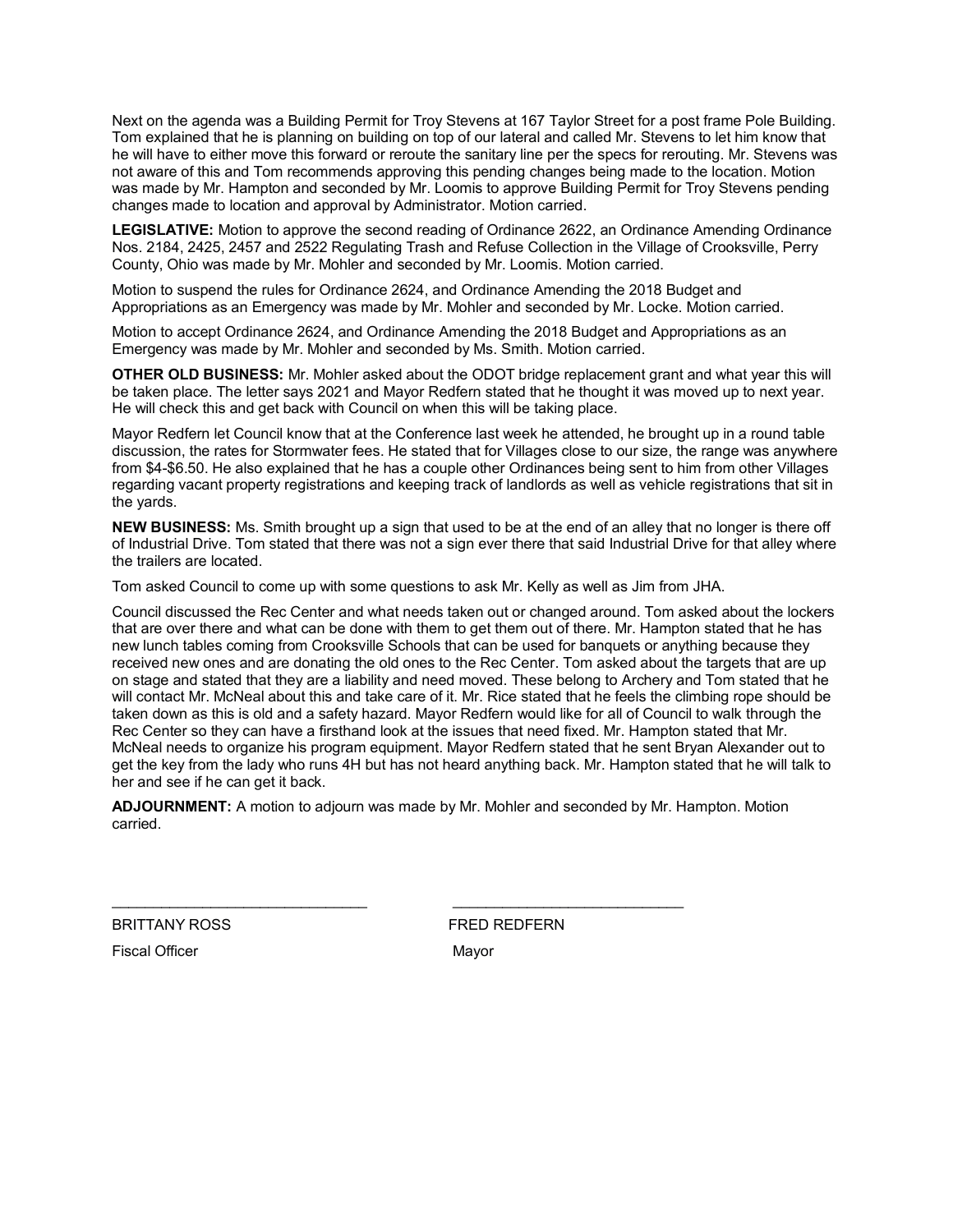Next on the agenda was a Building Permit for Troy Stevens at 167 Taylor Street for a post frame Pole Building. Tom explained that he is planning on building on top of our lateral and called Mr. Stevens to let him know that he will have to either move this forward or reroute the sanitary line per the specs for rerouting. Mr. Stevens was not aware of this and Tom recommends approving this pending changes being made to the location. Motion was made by Mr. Hampton and seconded by Mr. Loomis to approve Building Permit for Troy Stevens pending changes made to location and approval by Administrator. Motion carried.

**LEGISLATIVE:** Motion to approve the second reading of Ordinance 2622, an Ordinance Amending Ordinance Nos. 2184, 2425, 2457 and 2522 Regulating Trash and Refuse Collection in the Village of Crooksville, Perry County, Ohio was made by Mr. Mohler and seconded by Mr. Loomis. Motion carried.

Motion to suspend the rules for Ordinance 2624, and Ordinance Amending the 2018 Budget and Appropriations as an Emergency was made by Mr. Mohler and seconded by Mr. Locke. Motion carried.

Motion to accept Ordinance 2624, and Ordinance Amending the 2018 Budget and Appropriations as an Emergency was made by Mr. Mohler and seconded by Ms. Smith. Motion carried.

**OTHER OLD BUSINESS:** Mr. Mohler asked about the ODOT bridge replacement grant and what year this will be taken place. The letter says 2021 and Mayor Redfern stated that he thought it was moved up to next year. He will check this and get back with Council on when this will be taking place.

Mayor Redfern let Council know that at the Conference last week he attended, he brought up in a round table discussion, the rates for Stormwater fees. He stated that for Villages close to our size, the range was anywhere from $4-$6.50. He also explained that he has a couple other Ordinances being sent to him from other Villages regarding vacant property registrations and keeping track of landlords as well as vehicle registrations that sit in the yards.

**NEW BUSINESS:** Ms. Smith brought up a sign that used to be at the end of an alley that no longer is there off of Industrial Drive. Tom stated that there was not a sign ever there that said Industrial Drive for that alley where the trailers are located.

Tom asked Council to come up with some questions to ask Mr. Kelly as well as Jim from JHA.

Council discussed the Rec Center and what needs taken out or changed around. Tom asked about the lockers that are over there and what can be done with them to get them out of there. Mr. Hampton stated that he has new lunch tables coming from Crooksville Schools that can be used for banquets or anything because they received new ones and are donating the old ones to the Rec Center. Tom asked about the targets that are up on stage and stated that they are a liability and need moved. These belong to Archery and Tom stated that he will contact Mr. McNeal about this and take care of it. Mr. Rice stated that he feels the climbing rope should be taken down as this is old and a safety hazard. Mayor Redfern would like for all of Council to walk through the Rec Center so they can have a firsthand look at the issues that need fixed. Mr. Hampton stated that Mr. McNeal needs to organize his program equipment. Mayor Redfern stated that he sent Bryan Alexander out to get the key from the lady who runs 4H but has not heard anything back. Mr. Hampton stated that he will talk to her and see if he can get it back.

**ADJOURNMENT:** A motion to adjourn was made by Mr. Mohler and seconded by Mr. Hampton. Motion carried.

\_\_\_\_\_\_\_\_\_\_\_\_\_\_\_\_\_\_\_\_\_\_\_\_\_\_\_\_\_\_ \_\_\_\_\_\_\_\_\_\_\_\_\_\_\_\_\_\_\_\_\_\_\_\_\_\_\_\_\_\_

BRITTANY ROSS FRED REDFERN

Fiscal Officer Mayor